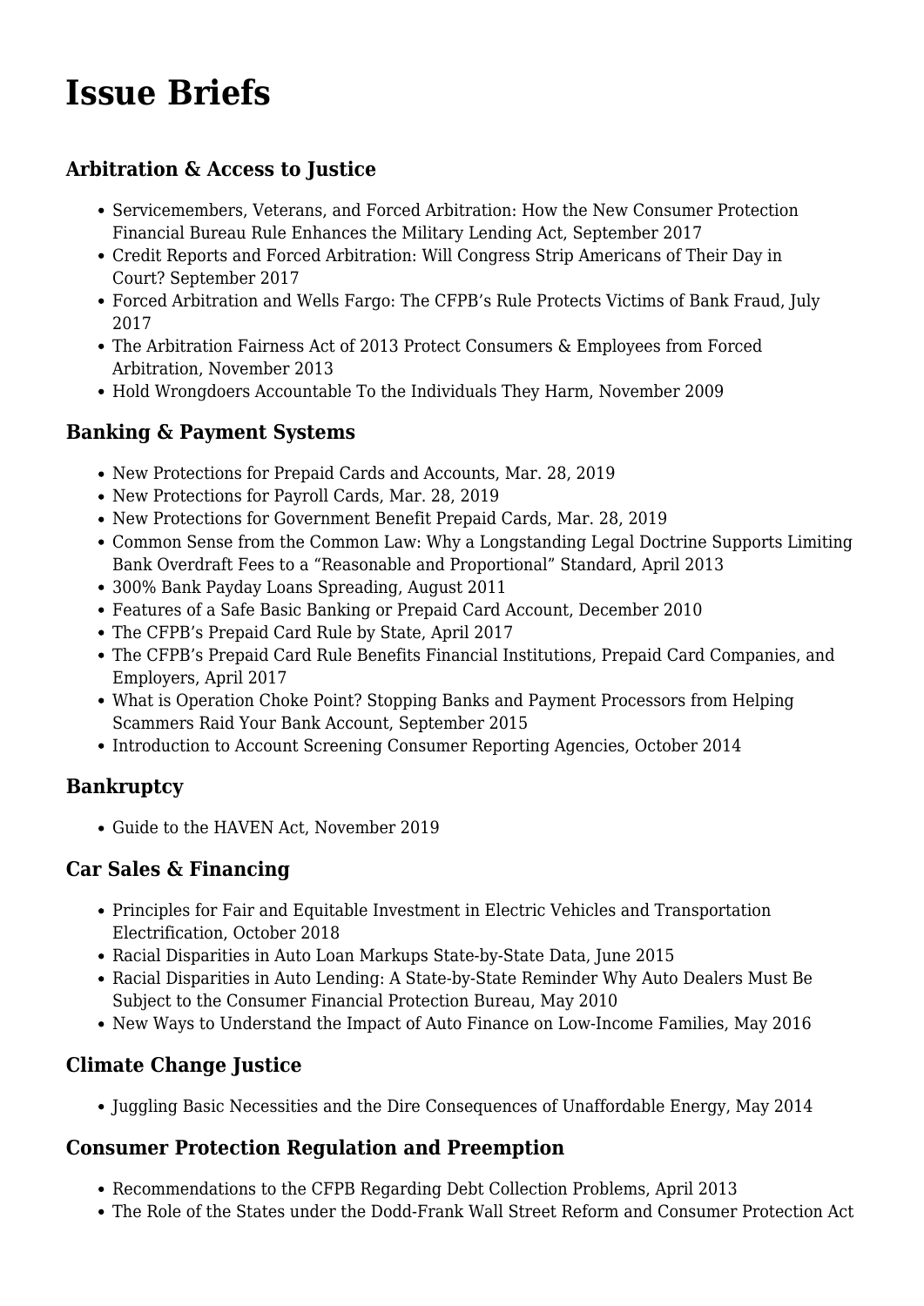# Issue Briefs

### Arbitration & Access to Justice

- Servicemembers, Veterans, and Forced Arbitration: How the New Consumer Protection Financial Bureau Rule Enhances the Military Lending Act, September 2017
- Credit Reports and Forced Arbitration: Will Congress Strip Americans of Their Day in Court? September 2017
- Forced Arbitration and Wells Fargo: The CFPB's Rule Protects Victims of Bank Fraud, July 2017
- The Arbitration Fairness Act of 2013 Protect Consumers & Employees from Forced Arbitration, November 2013
- Hold Wrongdoers Accountable To the Individuals They Harm, November 2009

### Banking & Payment Systems

- New Protections for Prepaid Cards and Accounts, Mar. 28, 2019
- New Protections for Payroll Cards, Mar. 28, 2019
- New Protections for Government Benefit Prepaid Cards, Mar. 28, 2019
- Common Sense from the Common Law: Why a Longstanding Legal Doctrine Supports Limiting Bank Overdraft Fees to a "Reasonable and Proportional" Standard, April 2013
- 300% Bank Payday Loans Spreading, August 2011
- Features of a Safe Basic Banking or Prepaid Card Account, December 2010
- The CFPB's Prepaid Card Rule by State, April 2017
- The CFPB's Prepaid Card Rule Benefits Financial Institutions, Prepaid Card Companies, and Employers, April 2017
- What is Operation Choke Point? Stopping Banks and Payment Processors from Helping Scammers Raid Your Bank Account, September 2015
- Introduction to Account Screening Consumer Reporting Agencies, October 2014

### Bankruptcy

- Guide to the HAVEN Act, November 2019

### Car Sales & Financing

- Principles for Fair and Equitable Investment in Electric Vehicles and Transportation Electrification, October 2018
- Racial Disparities in Auto Loan Markups State-by-State Data, June 2015
- Racial Disparities in Auto Lending: A State-by-State Reminder Why Auto Dealers Must Be Subject to the Consumer Financial Protection Bureau, May 2010
- New Ways to Understand the Impact of Auto Finance on Low-Income Families, May 2016

### Climate Change Justice

- Juggling Basic Necessities and the Dire Consequences of Unaffordable Energy, May 2014

### Consumer Protection Regulation and Preemption

- Recommendations to the CFPB Regarding Debt Collection Problems, April 2013
- The Role of the States under the Dodd-Frank Wall Street Reform and Consumer Protection Act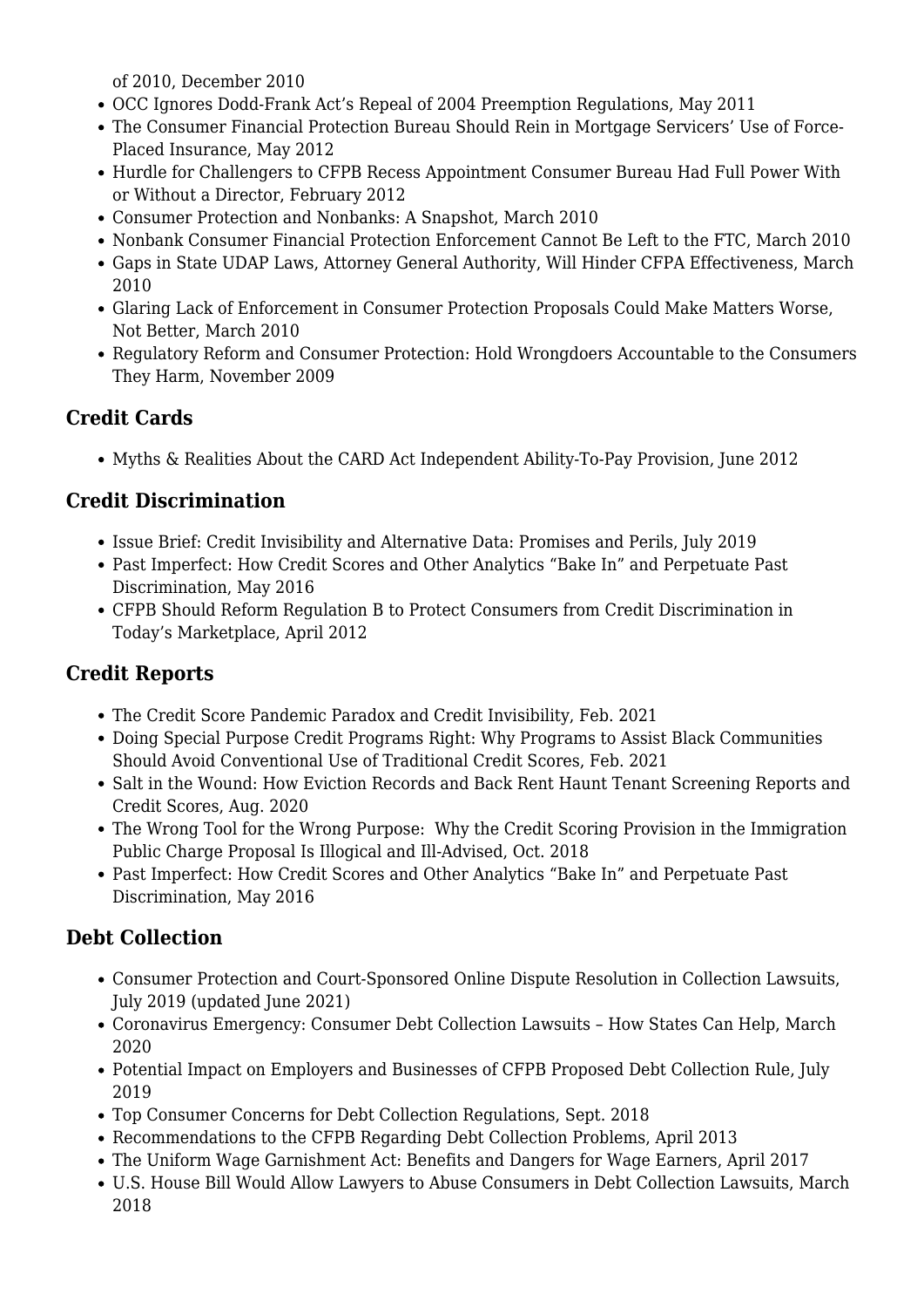of 2010, December 2010

- OCC Ignores Dodd-Frank Act's Repeal of 2004 Preemption Regulations, May 2011
- The Consumer Financial Protection Bureau Should Rein in Mortgage Servicers' Use of Force-Placed Insurance, May 2012
- Hurdle for Challengers to CFPB Recess Appointment Consumer Bureau Had Full Power With or Without a Director, February 2012
- Consumer Protection and Nonbanks: A Snapshot, March 2010
- Nonbank Consumer Financial Protection Enforcement Cannot Be Left to the FTC, March 2010
- Gaps in State UDAP Laws, Attorney General Authority, Will Hinder CFPA Effectiveness, March 2010
- Glaring Lack of Enforcement in Consumer Protection Proposals Could Make Matters Worse, Not Better, March 2010
- Regulatory Reform and Consumer Protection: Hold Wrongdoers Accountable to the Consumers They Harm, November 2009

### Credit Cards

- Myths & Realities About the CARD Act Independent Ability-To-Pay Provision, June 2012

### Credit Discrimination

- Issue Brief: Credit Invisibility and Alternative Data: Promises and Perils, July 2019
- Past Imperfect: How Credit Scores and Other Analytics "Bake In" and Perpetuate Past Discrimination, May 2016
- CFPB Should Reform Regulation B to Protect Consumers from Credit Discrimination in Today's Marketplace, April 2012

### Credit Reports

- The Credit Score Pandemic Paradox and Credit Invisibility, Feb. 2021
- Doing Special Purpose Credit Programs Right: Why Programs to Assist Black Communities Should Avoid Conventional Use of Traditional Credit Scores, Feb. 2021
- Salt in the Wound: How Eviction Records and Back Rent Haunt Tenant Screening Reports and Credit Scores, Aug. 2020
- The Wrong Tool for the Wrong Purpose: Why the Credit Scoring Provision in the Immigration Public Charge Proposal Is Illogical and Ill-Advised, Oct. 2018
- Past Imperfect: How Credit Scores and Other Analytics "Bake In" and Perpetuate Past Discrimination, May 2016

### Debt Collection

- Consumer Protection and Court-Sponsored Online Dispute Resolution in Collection Lawsuits, July 2019 (updated June 2021)
- Coronavirus Emergency: Consumer Debt Collection Lawsuits – How States Can Help, March 2020
- Potential Impact on Employers and Businesses of CFPB Proposed Debt Collection Rule, July 2019
- Top Consumer Concerns for Debt Collection Regulations, Sept. 2018
- Recommendations to the CFPB Regarding Debt Collection Problems, April 2013
- The Uniform Wage Garnishment Act: Benefits and Dangers for Wage Earners, April 2017
- U.S. House Bill Would Allow Lawyers to Abuse Consumers in Debt Collection Lawsuits, March 2018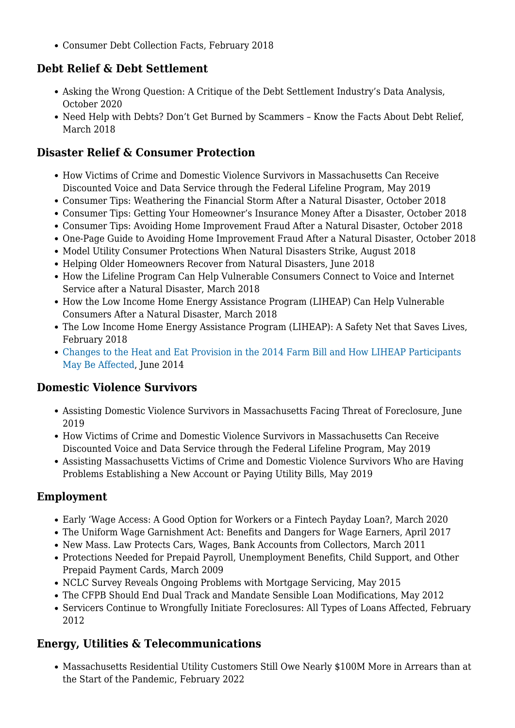- Consumer Debt Collection Facts, February 2018

## Debt Relief & Debt Settlement

- Asking the Wrong Question: A Critique of the Debt Settlement Industry's Data Analysis, October 2020
- Need Help with Debts? Don't Get Burned by Scammers – Know the Facts About Debt Relief, March 2018

## Disaster Relief & Consumer Protection

- How Victims of Crime and Domestic Violence Survivors in Massachusetts Can Receive Discounted Voice and Data Service through the Federal Lifeline Program, May 2019
- Consumer Tips: Weathering the Financial Storm After a Natural Disaster, October 2018
- Consumer Tips: Getting Your Homeowner's Insurance Money After a Disaster, October 2018
- Consumer Tips: Avoiding Home Improvement Fraud After a Natural Disaster, October 2018
- One-Page Guide to Avoiding Home Improvement Fraud After a Natural Disaster, October 2018
- Model Utility Consumer Protections When Natural Disasters Strike, August 2018
- Helping Older Homeowners Recover from Natural Disasters, June 2018
- How the Lifeline Program Can Help Vulnerable Consumers Connect to Voice and Internet Service after a Natural Disaster, March 2018
- How the Low Income Home Energy Assistance Program (LIHEAP) Can Help Vulnerable Consumers After a Natural Disaster, March 2018
- The Low Income Home Energy Assistance Program (LIHEAP): A Safety Net that Saves Lives, February 2018
- Changes to the Heat and Eat Provision in the 2014 Farm Bill and How LIHEAP Participants May Be Affected, June 2014

## Domestic Violence Survivors

- Assisting Domestic Violence Survivors in Massachusetts Facing Threat of Foreclosure, June 2019
- How Victims of Crime and Domestic Violence Survivors in Massachusetts Can Receive Discounted Voice and Data Service through the Federal Lifeline Program, May 2019
- Assisting Massachusetts Victims of Crime and Domestic Violence Survivors Who are Having Problems Establishing a New Account or Paying Utility Bills, May 2019

## Employment

- Early 'Wage Access: A Good Option for Workers or a Fintech Payday Loan?, March 2020
- The Uniform Wage Garnishment Act: Benefits and Dangers for Wage Earners, April 2017
- New Mass. Law Protects Cars, Wages, Bank Accounts from Collectors, March 2011
- Protections Needed for Prepaid Payroll, Unemployment Benefits, Child Support, and Other Prepaid Payment Cards, March 2009
- NCLC Survey Reveals Ongoing Problems with Mortgage Servicing, May 2015
- The CFPB Should End Dual Track and Mandate Sensible Loan Modifications, May 2012
- Servicers Continue to Wrongfully Initiate Foreclosures: All Types of Loans Affected, February 2012

## Energy, Utilities & Telecommunications

- Massachusetts Residential Utility Customers Still Owe Nearly $100M More in Arrears than at the Start of the Pandemic, February 2022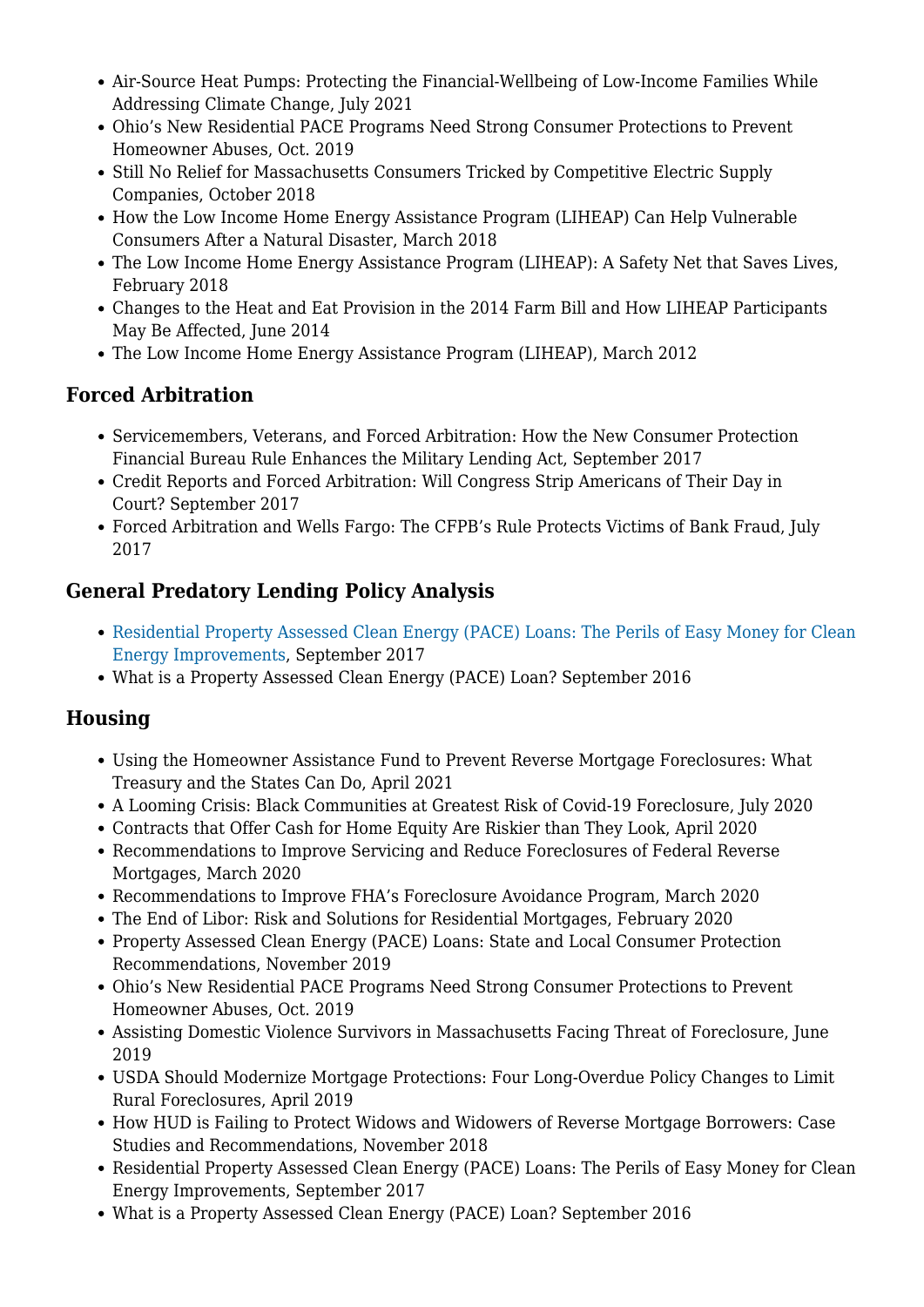- Air-Source Heat Pumps: Protecting the Financial-Wellbeing of Low-Income Families While Addressing Climate Change, July 2021
- Ohio's New Residential PACE Programs Need Strong Consumer Protections to Prevent Homeowner Abuses, Oct. 2019
- Still No Relief for Massachusetts Consumers Tricked by Competitive Electric Supply Companies, October 2018
- How the Low Income Home Energy Assistance Program (LIHEAP) Can Help Vulnerable Consumers After a Natural Disaster, March 2018
- The Low Income Home Energy Assistance Program (LIHEAP): A Safety Net that Saves Lives, February 2018
- Changes to the Heat and Eat Provision in the 2014 Farm Bill and How LIHEAP Participants May Be Affected, June 2014
- The Low Income Home Energy Assistance Program (LIHEAP), March 2012

### Forced Arbitration

- Servicemembers, Veterans, and Forced Arbitration: How the New Consumer Protection Financial Bureau Rule Enhances the Military Lending Act, September 2017
- Credit Reports and Forced Arbitration: Will Congress Strip Americans of Their Day in Court? September 2017
- Forced Arbitration and Wells Fargo: The CFPB's Rule Protects Victims of Bank Fraud, July 2017

### General Predatory Lending Policy Analysis

- Residential Property Assessed Clean Energy (PACE) Loans: The Perils of Easy Money for Clean Energy Improvements, September 2017
- What is a Property Assessed Clean Energy (PACE) Loan? September 2016

### Housing

- Using the Homeowner Assistance Fund to Prevent Reverse Mortgage Foreclosures: What Treasury and the States Can Do, April 2021
- A Looming Crisis: Black Communities at Greatest Risk of Covid-19 Foreclosure, July 2020
- Contracts that Offer Cash for Home Equity Are Riskier than They Look, April 2020
- Recommendations to Improve Servicing and Reduce Foreclosures of Federal Reverse Mortgages, March 2020
- Recommendations to Improve FHA's Foreclosure Avoidance Program, March 2020
- The End of Libor: Risk and Solutions for Residential Mortgages, February 2020
- Property Assessed Clean Energy (PACE) Loans: State and Local Consumer Protection Recommendations, November 2019
- Ohio's New Residential PACE Programs Need Strong Consumer Protections to Prevent Homeowner Abuses, Oct. 2019
- Assisting Domestic Violence Survivors in Massachusetts Facing Threat of Foreclosure, June 2019
- USDA Should Modernize Mortgage Protections: Four Long-Overdue Policy Changes to Limit Rural Foreclosures, April 2019
- How HUD is Failing to Protect Widows and Widowers of Reverse Mortgage Borrowers: Case Studies and Recommendations, November 2018
- Residential Property Assessed Clean Energy (PACE) Loans: The Perils of Easy Money for Clean Energy Improvements, September 2017
- What is a Property Assessed Clean Energy (PACE) Loan? September 2016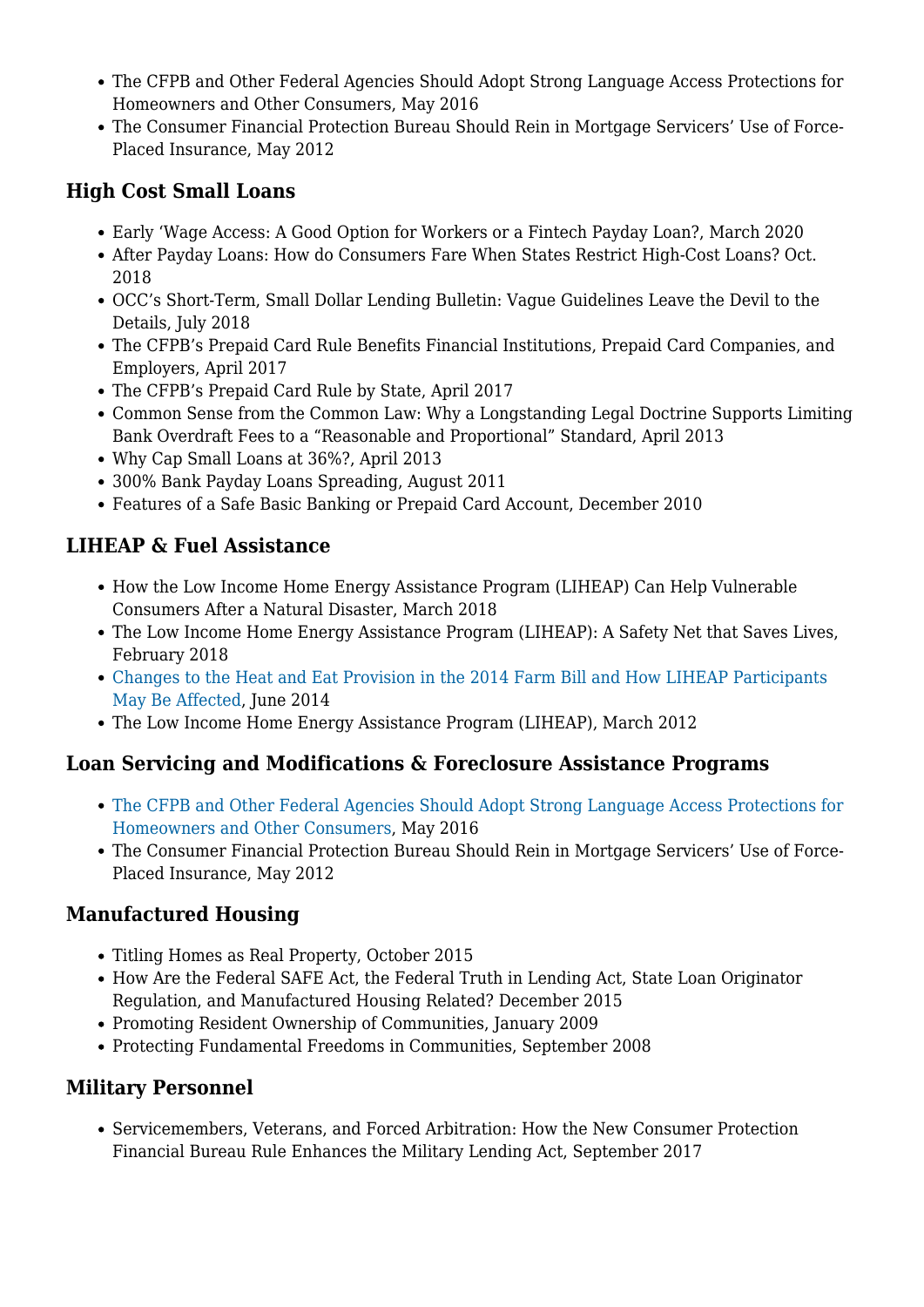- The CFPB and Other Federal Agencies Should Adopt Strong Language Access Protections for Homeowners and Other Consumers, May 2016
- The Consumer Financial Protection Bureau Should Rein in Mortgage Servicers' Use of Force-Placed Insurance, May 2012

### High Cost Small Loans

- Early 'Wage Access: A Good Option for Workers or a Fintech Payday Loan?, March 2020
- After Payday Loans: How do Consumers Fare When States Restrict High-Cost Loans? Oct. 2018
- OCC's Short-Term, Small Dollar Lending Bulletin: Vague Guidelines Leave the Devil to the Details, July 2018
- The CFPB's Prepaid Card Rule Benefits Financial Institutions, Prepaid Card Companies, and Employers, April 2017
- The CFPB's Prepaid Card Rule by State, April 2017
- Common Sense from the Common Law: Why a Longstanding Legal Doctrine Supports Limiting Bank Overdraft Fees to a "Reasonable and Proportional" Standard, April 2013
- Why Cap Small Loans at 36%?, April 2013
- 300% Bank Payday Loans Spreading, August 2011
- Features of a Safe Basic Banking or Prepaid Card Account, December 2010

### LIHEAP & Fuel Assistance

- How the Low Income Home Energy Assistance Program (LIHEAP) Can Help Vulnerable Consumers After a Natural Disaster, March 2018
- The Low Income Home Energy Assistance Program (LIHEAP): A Safety Net that Saves Lives, February 2018
- Changes to the Heat and Eat Provision in the 2014 Farm Bill and How LIHEAP Participants May Be Affected, June 2014
- The Low Income Home Energy Assistance Program (LIHEAP), March 2012

### Loan Servicing and Modifications & Foreclosure Assistance Programs

- The CFPB and Other Federal Agencies Should Adopt Strong Language Access Protections for Homeowners and Other Consumers, May 2016
- The Consumer Financial Protection Bureau Should Rein in Mortgage Servicers' Use of Force-Placed Insurance, May 2012

### Manufactured Housing

- Titling Homes as Real Property, October 2015
- How Are the Federal SAFE Act, the Federal Truth in Lending Act, State Loan Originator Regulation, and Manufactured Housing Related? December 2015
- Promoting Resident Ownership of Communities, January 2009
- Protecting Fundamental Freedoms in Communities, September 2008

### Military Personnel

- Servicemembers, Veterans, and Forced Arbitration: How the New Consumer Protection Financial Bureau Rule Enhances the Military Lending Act, September 2017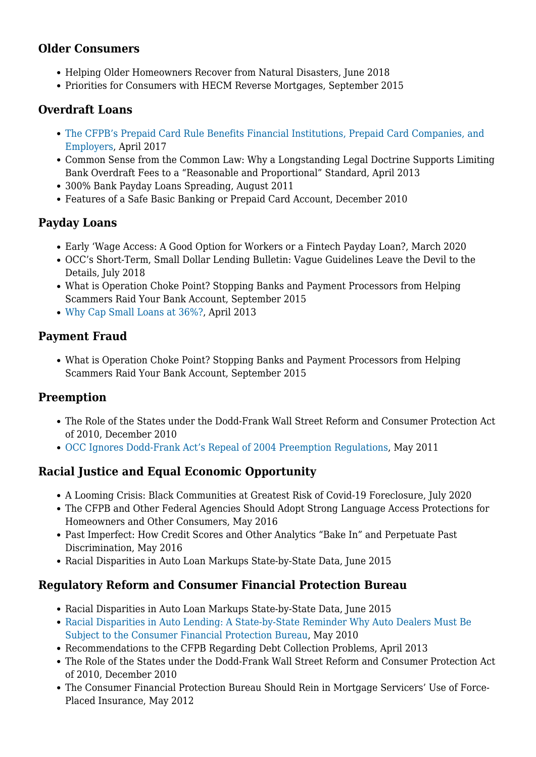### Older Consumers

- Helping Older Homeowners Recover from Natural Disasters, June 2018
- Priorities for Consumers with HECM Reverse Mortgages, September 2015

### Overdraft Loans

- The CFPB's Prepaid Card Rule Benefits Financial Institutions, Prepaid Card Companies, and Employers, April 2017
- Common Sense from the Common Law: Why a Longstanding Legal Doctrine Supports Limiting Bank Overdraft Fees to a "Reasonable and Proportional" Standard, April 2013
- 300% Bank Payday Loans Spreading, August 2011
- Features of a Safe Basic Banking or Prepaid Card Account, December 2010

### Payday Loans

- Early 'Wage Access: A Good Option for Workers or a Fintech Payday Loan?, March 2020
- OCC's Short-Term, Small Dollar Lending Bulletin: Vague Guidelines Leave the Devil to the Details, July 2018
- What is Operation Choke Point? Stopping Banks and Payment Processors from Helping Scammers Raid Your Bank Account, September 2015
- Why Cap Small Loans at 36%?, April 2013

### Payment Fraud

- What is Operation Choke Point? Stopping Banks and Payment Processors from Helping Scammers Raid Your Bank Account, September 2015

### Preemption

- The Role of the States under the Dodd-Frank Wall Street Reform and Consumer Protection Act of 2010, December 2010
- OCC Ignores Dodd-Frank Act's Repeal of 2004 Preemption Regulations, May 2011

### Racial Justice and Equal Economic Opportunity

- A Looming Crisis: Black Communities at Greatest Risk of Covid-19 Foreclosure, July 2020
- The CFPB and Other Federal Agencies Should Adopt Strong Language Access Protections for Homeowners and Other Consumers, May 2016
- Past Imperfect: How Credit Scores and Other Analytics "Bake In" and Perpetuate Past Discrimination, May 2016
- Racial Disparities in Auto Loan Markups State-by-State Data, June 2015

### Regulatory Reform and Consumer Financial Protection Bureau

- Racial Disparities in Auto Loan Markups State-by-State Data, June 2015
- Racial Disparities in Auto Lending: A State-by-State Reminder Why Auto Dealers Must Be Subject to the Consumer Financial Protection Bureau, May 2010
- Recommendations to the CFPB Regarding Debt Collection Problems, April 2013
- The Role of the States under the Dodd-Frank Wall Street Reform and Consumer Protection Act of 2010, December 2010
- The Consumer Financial Protection Bureau Should Rein in Mortgage Servicers' Use of Force-Placed Insurance, May 2012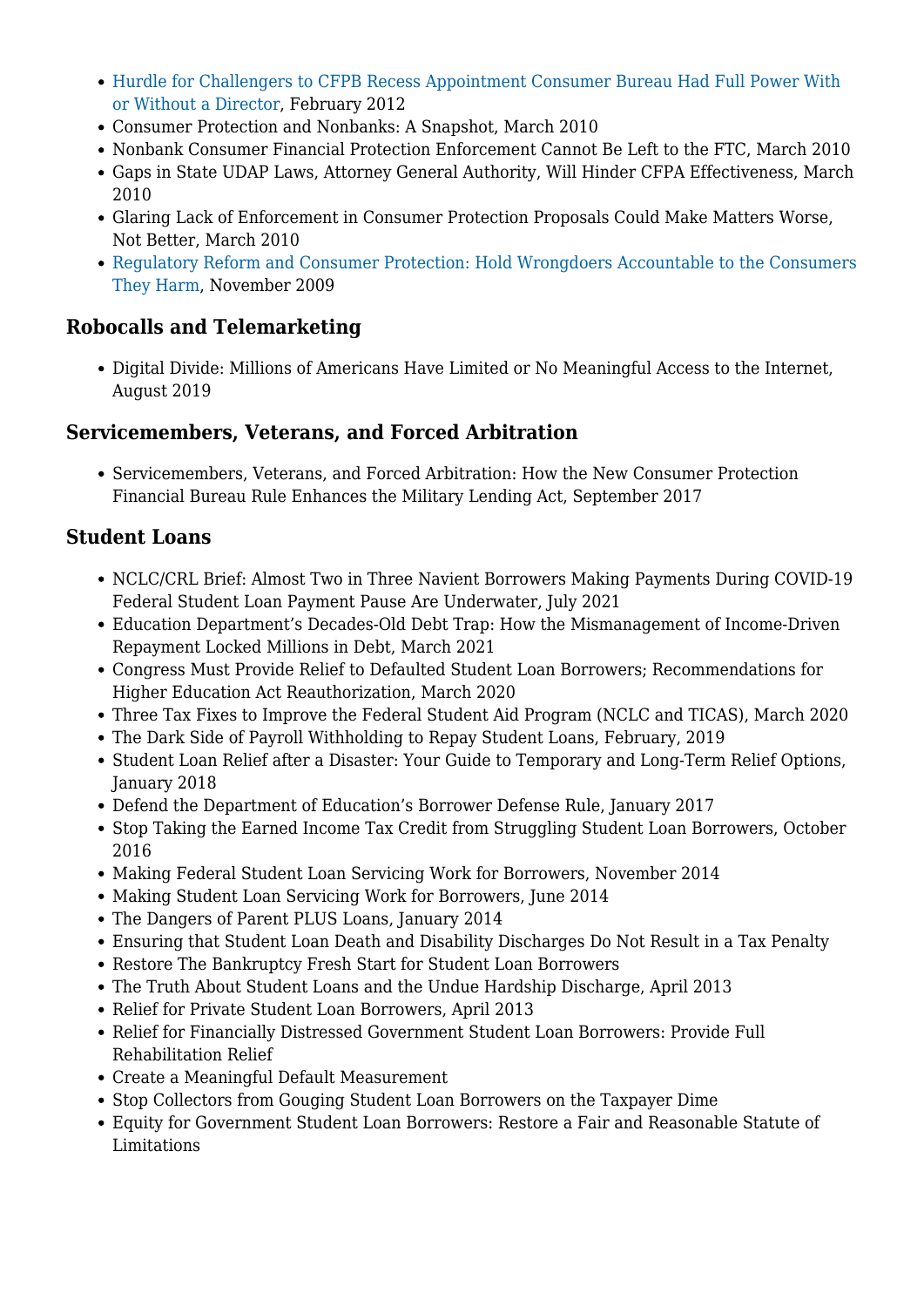- Hurdle for Challengers to CFPB Recess Appointment Consumer Bureau Had Full Power With or Without a Director, February 2012
- Consumer Protection and Nonbanks: A Snapshot, March 2010
- Nonbank Consumer Financial Protection Enforcement Cannot Be Left to the FTC, March 2010
- Gaps in State UDAP Laws, Attorney General Authority, Will Hinder CFPA Effectiveness, March 2010
- Glaring Lack of Enforcement in Consumer Protection Proposals Could Make Matters Worse, Not Better, March 2010
- Regulatory Reform and Consumer Protection: Hold Wrongdoers Accountable to the Consumers They Harm, November 2009

### Robocalls and Telemarketing

- Digital Divide: Millions of Americans Have Limited or No Meaningful Access to the Internet, August 2019

### Servicemembers, Veterans, and Forced Arbitration

- Servicemembers, Veterans, and Forced Arbitration: How the New Consumer Protection Financial Bureau Rule Enhances the Military Lending Act, September 2017

### Student Loans

- NCLC/CRL Brief: Almost Two in Three Navient Borrowers Making Payments During COVID-19 Federal Student Loan Payment Pause Are Underwater, July 2021
- Education Department's Decades-Old Debt Trap: How the Mismanagement of Income-Driven Repayment Locked Millions in Debt, March 2021
- Congress Must Provide Relief to Defaulted Student Loan Borrowers; Recommendations for Higher Education Act Reauthorization, March 2020
- Three Tax Fixes to Improve the Federal Student Aid Program (NCLC and TICAS), March 2020
- The Dark Side of Payroll Withholding to Repay Student Loans, February, 2019
- Student Loan Relief after a Disaster: Your Guide to Temporary and Long-Term Relief Options, January 2018
- Defend the Department of Education's Borrower Defense Rule, January 2017
- Stop Taking the Earned Income Tax Credit from Struggling Student Loan Borrowers, October 2016
- Making Federal Student Loan Servicing Work for Borrowers, November 2014
- Making Student Loan Servicing Work for Borrowers, June 2014
- The Dangers of Parent PLUS Loans, January 2014
- Ensuring that Student Loan Death and Disability Discharges Do Not Result in a Tax Penalty
- Restore The Bankruptcy Fresh Start for Student Loan Borrowers
- The Truth About Student Loans and the Undue Hardship Discharge, April 2013
- Relief for Private Student Loan Borrowers, April 2013
- Relief for Financially Distressed Government Student Loan Borrowers: Provide Full Rehabilitation Relief
- Create a Meaningful Default Measurement
- Stop Collectors from Gouging Student Loan Borrowers on the Taxpayer Dime
- Equity for Government Student Loan Borrowers: Restore a Fair and Reasonable Statute of Limitations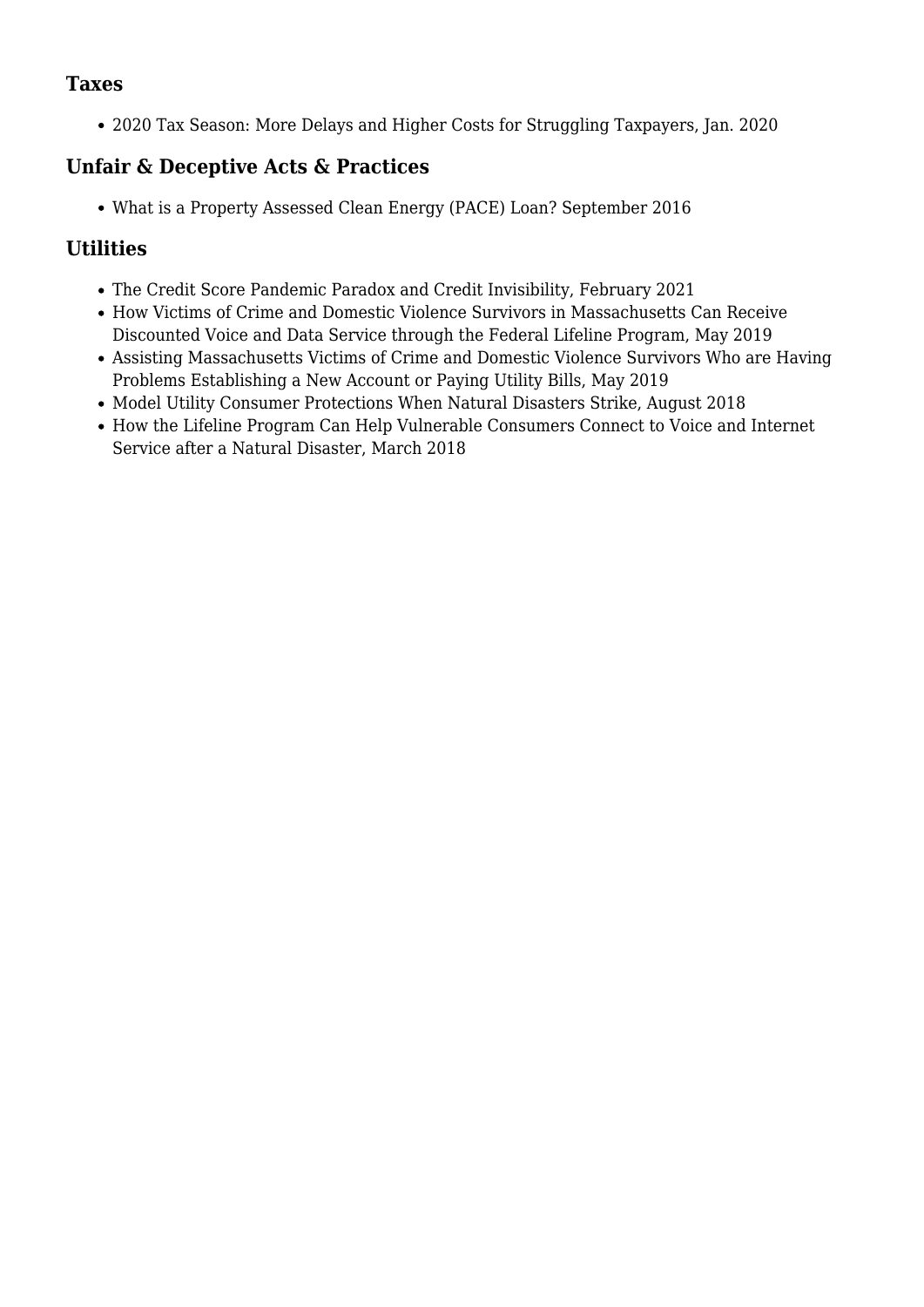### Taxes

- 2020 Tax Season: More Delays and Higher Costs for Struggling Taxpayers, Jan. 2020

### Unfair & Deceptive Acts & Practices

- What is a Property Assessed Clean Energy (PACE) Loan? September 2016

### Utilities

- The Credit Score Pandemic Paradox and Credit Invisibility, February 2021
- How Victims of Crime and Domestic Violence Survivors in Massachusetts Can Receive Discounted Voice and Data Service through the Federal Lifeline Program, May 2019
- Assisting Massachusetts Victims of Crime and Domestic Violence Survivors Who are Having Problems Establishing a New Account or Paying Utility Bills, May 2019
- Model Utility Consumer Protections When Natural Disasters Strike, August 2018
- How the Lifeline Program Can Help Vulnerable Consumers Connect to Voice and Internet Service after a Natural Disaster, March 2018